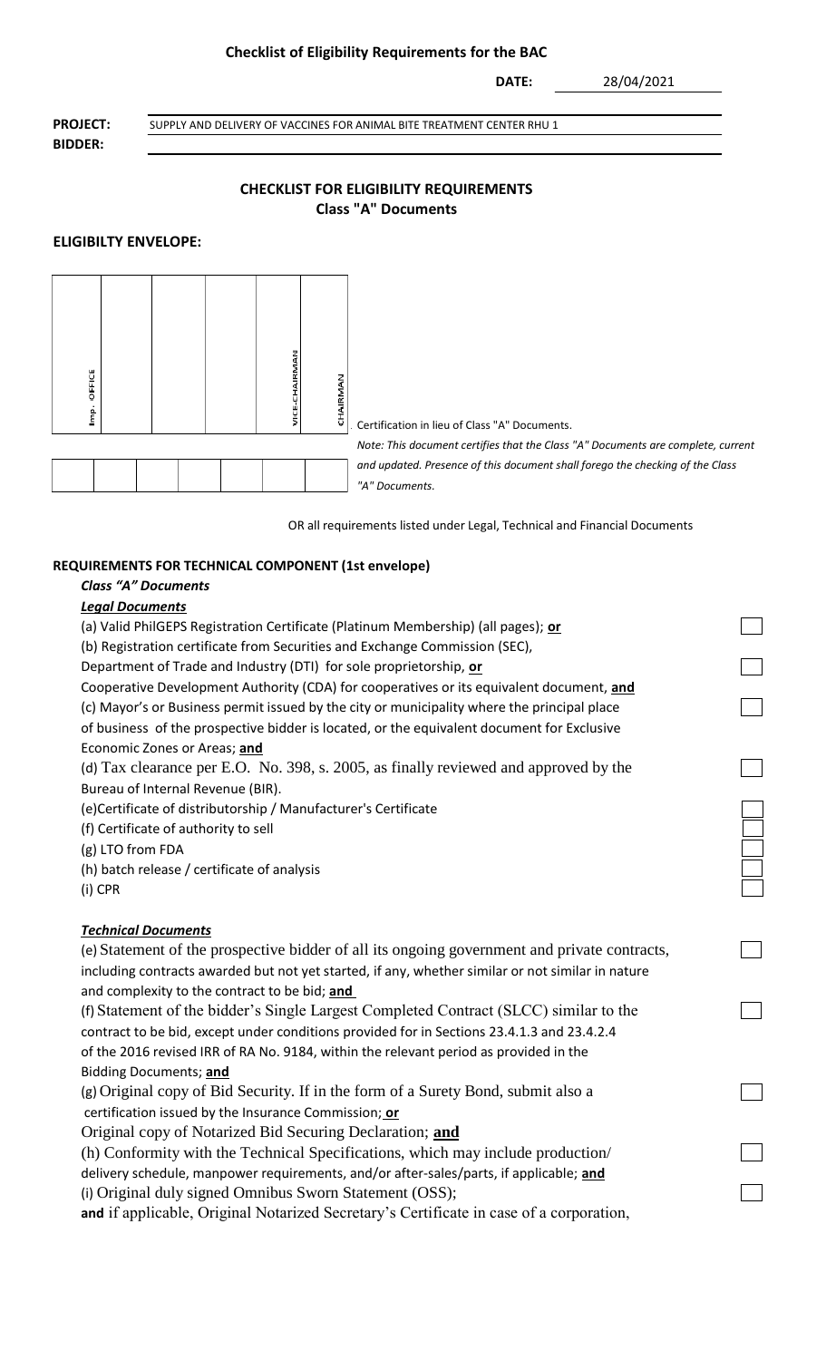## Checklist of Eligibility Requirements for the BAC

**DATE:** 28/04/2021

**PROJECT:** SUPPLY AND DELIVERY OF VACCINES FOR ANIMAL BITE TREATMENT CENTER RHU 1

**BIDDER:**

### CHECKLIST FOR ELIGIBILITY REQUIREMENTS
### Class "A" Documents

**ELIGIBILTY ENVELOPE:**

| Imp. OFFICE | | | | VICE-CHAIRMAN | CHAIRMAN | |
|---|---|---|---|---|---|---|
| | | | | | | |

Certification in lieu of Class "A" Documents.

*Note: This document certifies that the Class "A" Documents are complete, current and updated. Presence of this document shall forego the checking of the Class "A" Documents.*

OR all requirements listed under Legal, Technical and Financial Documents

**REQUIREMENTS FOR TECHNICAL COMPONENT (1st envelope)**

***Class "A" Documents***

***Legal Documents***

(a) Valid PhilGEPS Registration Certificate (Platinum Membership) (all pages); **or** ☐

(b) Registration certificate from Securities and Exchange Commission (SEC), Department of Trade and Industry (DTI) for sole proprietorship, **or** Cooperative Development Authority (CDA) for cooperatives or its equivalent document, **and** ☐

(c) Mayor's or Business permit issued by the city or municipality where the principal place of business of the prospective bidder is located, or the equivalent document for Exclusive Economic Zones or Areas; **and** ☐

(d) Tax clearance per E.O. No. 398, s. 2005, as finally reviewed and approved by the Bureau of Internal Revenue (BIR). ☐

(e)Certificate of distributorship / Manufacturer's Certificate ☐

(f) Certificate of authority to sell ☐

(g) LTO from FDA ☐

(h) batch release / certificate of analysis ☐

(i) CPR ☐

***Technical Documents***

(e) Statement of the prospective bidder of all its ongoing government and private contracts, including contracts awarded but not yet started, if any, whether similar or not similar in nature and complexity to the contract to be bid; **and** ☐

(f) Statement of the bidder's Single Largest Completed Contract (SLCC) similar to the contract to be bid, except under conditions provided for in Sections 23.4.1.3 and 23.4.2.4 of the 2016 revised IRR of RA No. 9184, within the relevant period as provided in the Bidding Documents; **and** ☐

(g) Original copy of Bid Security. If in the form of a Surety Bond, submit also a certification issued by the Insurance Commission; **or** Original copy of Notarized Bid Securing Declaration; **and** ☐

(h) Conformity with the Technical Specifications, which may include production/ delivery schedule, manpower requirements, and/or after-sales/parts, if applicable; **and** ☐

(i) Original duly signed Omnibus Sworn Statement (OSS); ☐

**and** if applicable, Original Notarized Secretary's Certificate in case of a corporation,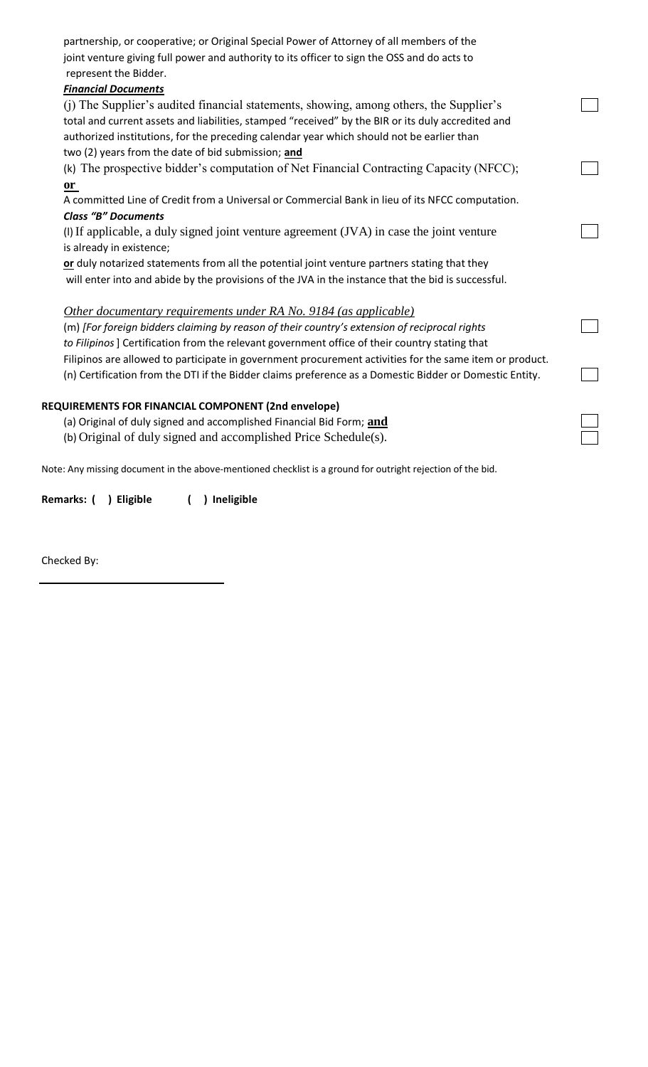partnership, or cooperative; or Original Special Power of Attorney of all members of the joint venture giving full power and authority to its officer to sign the OSS and do acts to represent the Bidder.

***Financial Documents***

(j) The Supplier's audited financial statements, showing, among others, the Supplier's total and current assets and liabilities, stamped "received" by the BIR or its duly accredited and authorized institutions, for the preceding calendar year which should not be earlier than two (2) years from the date of bid submission; **and** ☐

(k) The prospective bidder's computation of Net Financial Contracting Capacity (NFCC); ☐

**or**

A committed Line of Credit from a Universal or Commercial Bank in lieu of its NFCC computation.

***Class "B" Documents***

(l) If applicable, a duly signed joint venture agreement (JVA) in case the joint venture is already in existence; ☐

**or** duly notarized statements from all the potential joint venture partners stating that they will enter into and abide by the provisions of the JVA in the instance that the bid is successful.

*Other documentary requirements under RA No. 9184 (as applicable)*

(m) *[For foreign bidders claiming by reason of their country's extension of reciprocal rights to Filipinos ]* Certification from the relevant government office of their country stating that Filipinos are allowed to participate in government procurement activities for the same item or product. ☐

(n) Certification from the DTI if the Bidder claims preference as a Domestic Bidder or Domestic Entity. ☐

**REQUIREMENTS FOR FINANCIAL COMPONENT (2nd envelope)**

(a) Original of duly signed and accomplished Financial Bid Form; **and** ☐

(b) Original of duly signed and accomplished Price Schedule(s). ☐

Note: Any missing document in the above-mentioned checklist is a ground for outright rejection of the bid.

**Remarks: (   ) Eligible     (   ) Ineligible**

Checked By:

\_\_\_\_\_\_\_\_\_\_\_\_\_\_\_\_\_\_\_\_\_\_\_\_\_\_\_\_\_\_